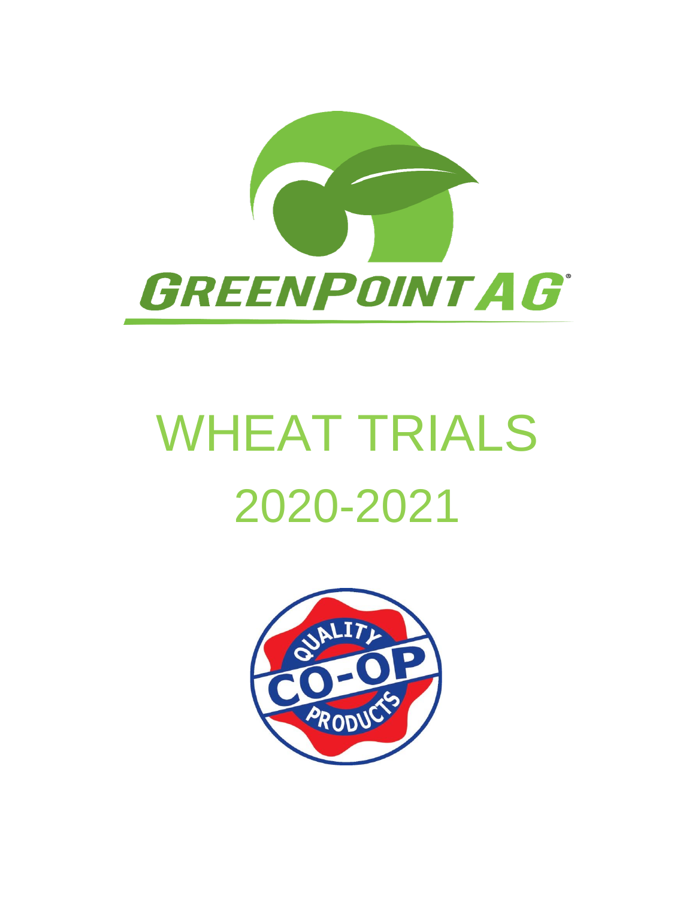GREENPOINT AG

# WHEAT TRIALS

## 2020-2021

QUALITY CO-OP PRODUCTS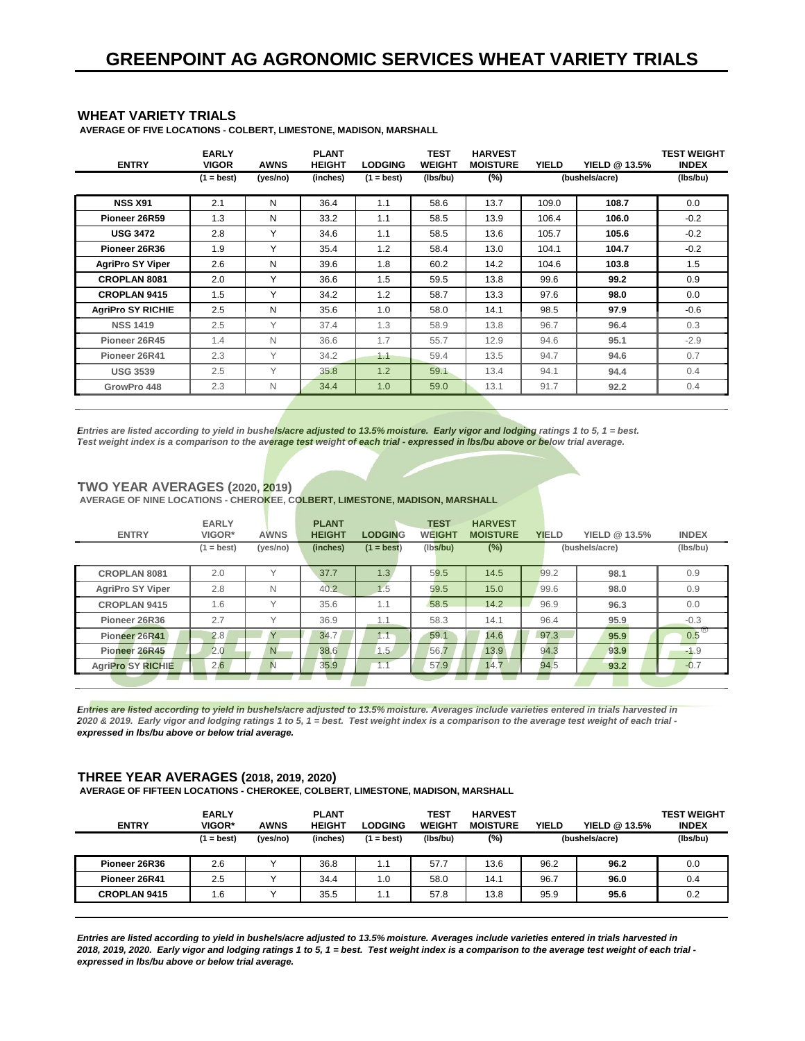# GREENPOINT AG AGRONOMIC SERVICES WHEAT VARIETY TRIALS

## WHEAT VARIETY TRIALS

**AVERAGE OF FIVE LOCATIONS - COLBERT, LIMESTONE, MADISON, MARSHALL**

| ENTRY | EARLY VIGOR (1 = best) | AWNS (yes/no) | PLANT HEIGHT (inches) | LODGING (1 = best) | TEST WEIGHT (lbs/bu) | HARVEST MOISTURE (%) | YIELD (bushels/acre) | YIELD @ 13.5% (bushels/acre) | TEST WEIGHT INDEX (lbs/bu) |
|---|---|---|---|---|---|---|---|---|---|
| **NSS X91** | 2.1 | N | 36.4 | 1.1 | 58.6 | 13.7 | 109.0 | **108.7** | 0.0 |
| **Pioneer 26R59** | 1.3 | N | 33.2 | 1.1 | 58.5 | 13.9 | 106.4 | **106.0** | -0.2 |
| **USG 3472** | 2.8 | Y | 34.6 | 1.1 | 58.5 | 13.6 | 105.7 | **105.6** | -0.2 |
| **Pioneer 26R36** | 1.9 | Y | 35.4 | 1.2 | 58.4 | 13.0 | 104.1 | **104.7** | -0.2 |
| **AgriPro SY Viper** | 2.6 | N | 39.6 | 1.8 | 60.2 | 14.2 | 104.6 | **103.8** | 1.5 |
| **CROPLAN 8081** | 2.0 | Y | 36.6 | 1.5 | 59.5 | 13.8 | 99.6 | **99.2** | 0.9 |
| **CROPLAN 9415** | 1.5 | Y | 34.2 | 1.2 | 58.7 | 13.3 | 97.6 | **98.0** | 0.0 |
| **AgriPro SY RICHIE** | 2.5 | N | 35.6 | 1.0 | 58.0 | 14.1 | 98.5 | **97.9** | -0.6 |
| **NSS 1419** | 2.5 | Y | 37.4 | 1.3 | 58.9 | 13.8 | 96.7 | **96.4** | 0.3 |
| **Pioneer 26R45** | 1.4 | N | 36.6 | 1.7 | 55.7 | 12.9 | 94.6 | **95.1** | -2.9 |
| **Pioneer 26R41** | 2.3 | Y | 34.2 | 1.1 | 59.4 | 13.5 | 94.7 | **94.6** | 0.7 |
| **USG 3539** | 2.5 | Y | 35.8 | 1.2 | 59.1 | 13.4 | 94.1 | **94.4** | 0.4 |
| **GrowPro 448** | 2.3 | N | 34.4 | 1.0 | 59.0 | 13.1 | 91.7 | **92.2** | 0.4 |

***Entries are listed according to yield in bushels/acre adjusted to 13.5% moisture. Early vigor and lodging ratings 1 to 5, 1 = best. Test weight index is a comparison to the average test weight of each trial - expressed in lbs/bu above or below trial average.***

## TWO YEAR AVERAGES (2020, 2019)

**AVERAGE OF NINE LOCATIONS - CHEROKEE, COLBERT, LIMESTONE, MADISON, MARSHALL**

| ENTRY | EARLY VIGOR* (1 = best) | AWNS (yes/no) | PLANT HEIGHT (inches) | LODGING (1 = best) | TEST WEIGHT (lbs/bu) | HARVEST MOISTURE (%) | YIELD (bushels/acre) | YIELD @ 13.5% (bushels/acre) | INDEX (lbs/bu) |
|---|---|---|---|---|---|---|---|---|---|
| **CROPLAN 8081** | 2.0 | Y | 37.7 | 1.3 | 59.5 | 14.5 | 99.2 | **98.1** | 0.9 |
| **AgriPro SY Viper** | 2.8 | N | 40.2 | 1.5 | 59.5 | 15.0 | 99.6 | **98.0** | 0.9 |
| **CROPLAN 9415** | 1.6 | Y | 35.6 | 1.1 | 58.5 | 14.2 | 96.9 | **96.3** | 0.0 |
| **Pioneer 26R36** | 2.7 | Y | 36.9 | 1.1 | 58.3 | 14.1 | 96.4 | **95.9** | -0.3 |
| **Pioneer 26R41** | 2.8 | Y | 34.7 | 1.1 | 59.1 | 14.6 | 97.3 | **95.9** | 0.5 |
| **Pioneer 26R45** | 2.0 | N | 38.6 | 1.5 | 56.7 | 13.9 | 94.3 | **93.9** | -1.9 |
| **AgriPro SY RICHIE** | 2.6 | N | 35.9 | 1.1 | 57.9 | 14.7 | 94.5 | **93.2** | -0.7 |

***Entries are listed according to yield in bushels/acre adjusted to 13.5% moisture. Averages include varieties entered in trials harvested in 2020 & 2019. Early vigor and lodging ratings 1 to 5, 1 = best. Test weight index is a comparison to the average test weight of each trial - expressed in lbs/bu above or below trial average.***

## THREE YEAR AVERAGES (2018, 2019, 2020)

**AVERAGE OF FIFTEEN LOCATIONS - CHEROKEE, COLBERT, LIMESTONE, MADISON, MARSHALL**

| ENTRY | EARLY VIGOR* (1 = best) | AWNS (yes/no) | PLANT HEIGHT (inches) | LODGING (1 = best) | TEST WEIGHT (lbs/bu) | HARVEST MOISTURE (%) | YIELD (bushels/acre) | YIELD @ 13.5% (bushels/acre) | TEST WEIGHT INDEX (lbs/bu) |
|---|---|---|---|---|---|---|---|---|---|
| **Pioneer 26R36** | 2.6 | Y | 36.8 | 1.1 | 57.7 | 13.6 | 96.2 | **96.2** | 0.0 |
| **Pioneer 26R41** | 2.5 | Y | 34.4 | 1.0 | 58.0 | 14.1 | 96.7 | **96.0** | 0.4 |
| **CROPLAN 9415** | 1.6 | Y | 35.5 | 1.1 | 57.8 | 13.8 | 95.9 | **95.6** | 0.2 |

***Entries are listed according to yield in bushels/acre adjusted to 13.5% moisture. Averages include varieties entered in trials harvested in 2018, 2019, 2020. Early vigor and lodging ratings 1 to 5, 1 = best. Test weight index is a comparison to the average test weight of each trial - expressed in lbs/bu above or below trial average.***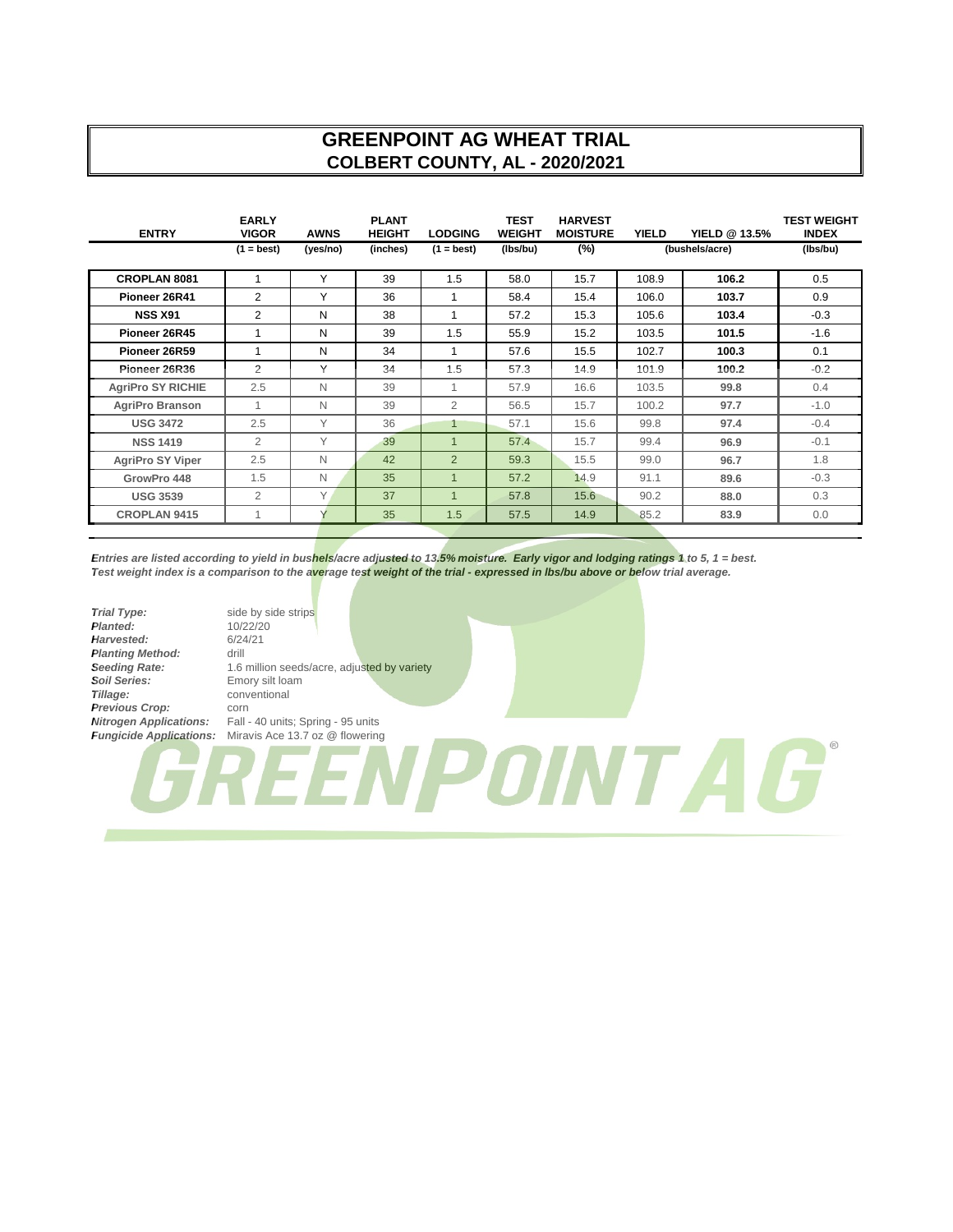# GREENPOINT AG WHEAT TRIAL
## COLBERT COUNTY, AL - 2020/2021

| ENTRY | EARLY VIGOR | AWNS | PLANT HEIGHT | LODGING | TEST WEIGHT | HARVEST MOISTURE | YIELD | YIELD @ 13.5% | TEST WEIGHT INDEX |
|---|---|---|---|---|---|---|---|---|---|
| | (1 = best) | (yes/no) | (inches) | (1 = best) | (lbs/bu) | (%) | (bushels/acre) | | (lbs/bu) |
| **CROPLAN 8081** | 1 | Y | 39 | 1.5 | 58.0 | 15.7 | 108.9 | **106.2** | 0.5 |
| **Pioneer 26R41** | 2 | Y | 36 | 1 | 58.4 | 15.4 | 106.0 | **103.7** | 0.9 |
| **NSS X91** | 2 | N | 38 | 1 | 57.2 | 15.3 | 105.6 | **103.4** | -0.3 |
| **Pioneer 26R45** | 1 | N | 39 | 1.5 | 55.9 | 15.2 | 103.5 | **101.5** | -1.6 |
| **Pioneer 26R59** | 1 | N | 34 | 1 | 57.6 | 15.5 | 102.7 | **100.3** | 0.1 |
| **Pioneer 26R36** | 2 | Y | 34 | 1.5 | 57.3 | 14.9 | 101.9 | **100.2** | -0.2 |
| **AgriPro SY RICHIE** | 2.5 | N | 39 | 1 | 57.9 | 16.6 | 103.5 | **99.8** | 0.4 |
| **AgriPro Branson** | 1 | N | 39 | 2 | 56.5 | 15.7 | 100.2 | **97.7** | -1.0 |
| **USG 3472** | 2.5 | Y | 36 | 1 | 57.1 | 15.6 | 99.8 | **97.4** | -0.4 |
| **NSS 1419** | 2 | Y | 39 | 1 | 57.4 | 15.7 | 99.4 | **96.9** | -0.1 |
| **AgriPro SY Viper** | 2.5 | N | 42 | 2 | 59.3 | 15.5 | 99.0 | **96.7** | 1.8 |
| **GrowPro 448** | 1.5 | N | 35 | 1 | 57.2 | 14.9 | 91.1 | **89.6** | -0.3 |
| **USG 3539** | 2 | Y | 37 | 1 | 57.8 | 15.6 | 90.2 | **88.0** | 0.3 |
| **CROPLAN 9415** | 1 | Y | 35 | 1.5 | 57.5 | 14.9 | 85.2 | **83.9** | 0.0 |

***Entries are listed according to yield in bushels/acre adjusted to 13.5% moisture. Early vigor and lodging ratings 1 to 5, 1 = best.***
***Test weight index is a comparison to the average test weight of the trial - expressed in lbs/bu above or below trial average.***

*Trial Type:* side by side strips
*Planted:* 10/22/20
*Harvested:* 6/24/21
*Planting Method:* drill
*Seeding Rate:* 1.6 million seeds/acre, adjusted by variety
*Soil Series:* Emory silt loam
*Tillage:* conventional
*Previous Crop:* corn
*Nitrogen Applications:* Fall - 40 units; Spring - 95 units
*Fungicide Applications:* Miravis Ace 13.7 oz @ flowering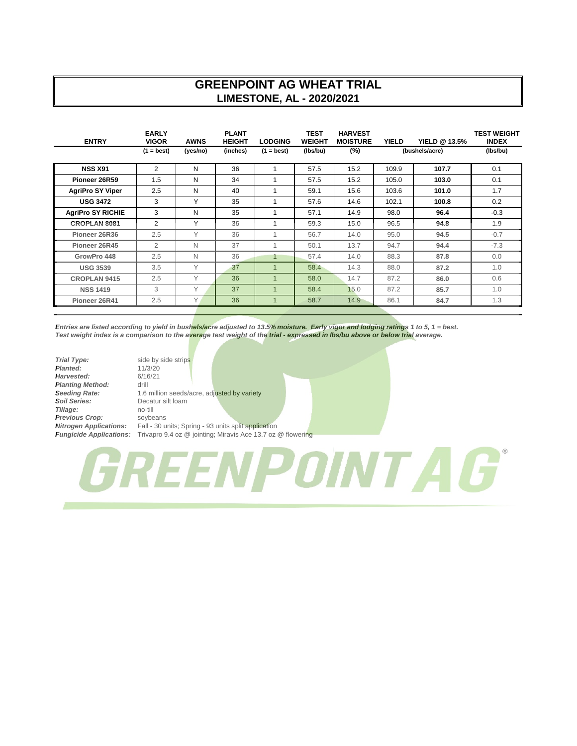# GREENPOINT AG WHEAT TRIAL
## LIMESTONE, AL - 2020/2021

| ENTRY | EARLY VIGOR (1 = best) | AWNS (yes/no) | PLANT HEIGHT (inches) | LODGING (1 = best) | TEST WEIGHT (lbs/bu) | HARVEST MOISTURE (%) | YIELD (bushels/acre) | YIELD @ 13.5% (bushels/acre) | TEST WEIGHT INDEX (lbs/bu) |
|---|---|---|---|---|---|---|---|---|---|
| **NSS X91** | 2 | N | 36 | 1 | 57.5 | 15.2 | 109.9 | **107.7** | 0.1 |
| **Pioneer 26R59** | 1.5 | N | 34 | 1 | 57.5 | 15.2 | 105.0 | **103.0** | 0.1 |
| **AgriPro SY Viper** | 2.5 | N | 40 | 1 | 59.1 | 15.6 | 103.6 | **101.0** | 1.7 |
| **USG 3472** | 3 | Y | 35 | 1 | 57.6 | 14.6 | 102.1 | **100.8** | 0.2 |
| **AgriPro SY RICHIE** | 3 | N | 35 | 1 | 57.1 | 14.9 | 98.0 | **96.4** | -0.3 |
| **CROPLAN 8081** | 2 | Y | 36 | 1 | 59.3 | 15.0 | 96.5 | **94.8** | 1.9 |
| **Pioneer 26R36** | 2.5 | Y | 36 | 1 | 56.7 | 14.0 | 95.0 | **94.5** | -0.7 |
| **Pioneer 26R45** | 2 | N | 37 | 1 | 50.1 | 13.7 | 94.7 | **94.4** | -7.3 |
| **GrowPro 448** | 2.5 | N | 36 | 1 | 57.4 | 14.0 | 88.3 | **87.8** | 0.0 |
| **USG 3539** | 3.5 | Y | 37 | 1 | 58.4 | 14.3 | 88.0 | **87.2** | 1.0 |
| **CROPLAN 9415** | 2.5 | Y | 36 | 1 | 58.0 | 14.7 | 87.2 | **86.0** | 0.6 |
| **NSS 1419** | 3 | Y | 37 | 1 | 58.4 | 15.0 | 87.2 | **85.7** | 1.0 |
| **Pioneer 26R41** | 2.5 | Y | 36 | 1 | 58.7 | 14.9 | 86.1 | **84.7** | 1.3 |

***Entries are listed according to yield in bushels/acre adjusted to 13.5% moisture. Early vigor and lodging ratings 1 to 5, 1 = best.***
***Test weight index is a comparison to the average test weight of the trial - expressed in lbs/bu above or below trial average.***

***Trial Type:*** side by side strips
***Planted:*** 11/3/20
***Harvested:*** 6/16/21
***Planting Method:*** drill
***Seeding Rate:*** 1.6 million seeds/acre, adjusted by variety
***Soil Series:*** Decatur silt loam
***Tillage:*** no-till
***Previous Crop:*** soybeans
***Nitrogen Applications:*** Fall - 30 units; Spring - 93 units split application
***Fungicide Applications:*** Trivapro 9.4 oz @ jointing; Miravis Ace 13.7 oz @ flowering

GREENPOINT AG®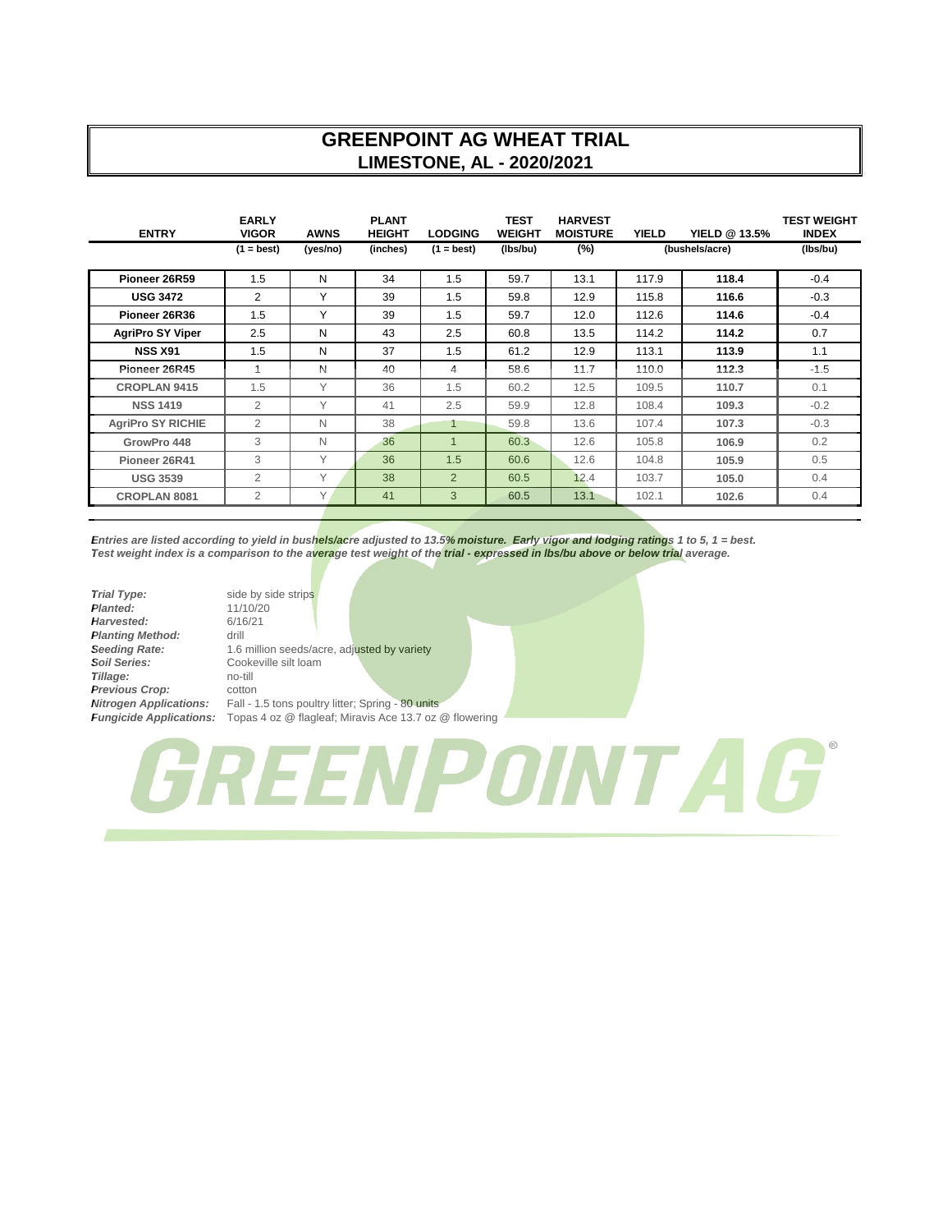# GREENPOINT AG WHEAT TRIAL
## LIMESTONE, AL - 2020/2021

| ENTRY | EARLY VIGOR (1 = best) | AWNS (yes/no) | PLANT HEIGHT (inches) | LODGING (1 = best) | TEST WEIGHT (lbs/bu) | HARVEST MOISTURE (%) | YIELD (bushels/acre) | YIELD @ 13.5% (bushels/acre) | TEST WEIGHT INDEX (lbs/bu) |
|---|---|---|---|---|---|---|---|---|---|
| **Pioneer 26R59** | 1.5 | N | 34 | 1.5 | 59.7 | 13.1 | 117.9 | **118.4** | -0.4 |
| **USG 3472** | 2 | Y | 39 | 1.5 | 59.8 | 12.9 | 115.8 | **116.6** | -0.3 |
| **Pioneer 26R36** | 1.5 | Y | 39 | 1.5 | 59.7 | 12.0 | 112.6 | **114.6** | -0.4 |
| **AgriPro SY Viper** | 2.5 | N | 43 | 2.5 | 60.8 | 13.5 | 114.2 | **114.2** | 0.7 |
| **NSS X91** | 1.5 | N | 37 | 1.5 | 61.2 | 12.9 | 113.1 | **113.9** | 1.1 |
| **Pioneer 26R45** | 1 | N | 40 | 4 | 58.6 | 11.7 | 110.0 | **112.3** | -1.5 |
| **CROPLAN 9415** | 1.5 | Y | 36 | 1.5 | 60.2 | 12.5 | 109.5 | **110.7** | 0.1 |
| **NSS 1419** | 2 | Y | 41 | 2.5 | 59.9 | 12.8 | 108.4 | **109.3** | -0.2 |
| **AgriPro SY RICHIE** | 2 | N | 38 | 1 | 59.8 | 13.6 | 107.4 | **107.3** | -0.3 |
| **GrowPro 448** | 3 | N | 36 | 1 | 60.3 | 12.6 | 105.8 | **106.9** | 0.2 |
| **Pioneer 26R41** | 3 | Y | 36 | 1.5 | 60.6 | 12.6 | 104.8 | **105.9** | 0.5 |
| **USG 3539** | 2 | Y | 38 | 2 | 60.5 | 12.4 | 103.7 | **105.0** | 0.4 |
| **CROPLAN 8081** | 2 | Y | 41 | 3 | 60.5 | 13.1 | 102.1 | **102.6** | 0.4 |

***Entries are listed according to yield in bushels/acre adjusted to 13.5% moisture. Early vigor and lodging ratings 1 to 5, 1 = best.***
***Test weight index is a comparison to the average test weight of the trial - expressed in lbs/bu above or below trial average.***

***Trial Type:*** side by side strips
***Planted:*** 11/10/20
***Harvested:*** 6/16/21
***Planting Method:*** drill
***Seeding Rate:*** 1.6 million seeds/acre, adjusted by variety
***Soil Series:*** Cookeville silt loam
***Tillage:*** no-till
***Previous Crop:*** cotton
***Nitrogen Applications:*** Fall - 1.5 tons poultry litter; Spring - 80 units
***Fungicide Applications:*** Topas 4 oz @ flagleaf; Miravis Ace 13.7 oz @ flowering

GREENPOINT AG®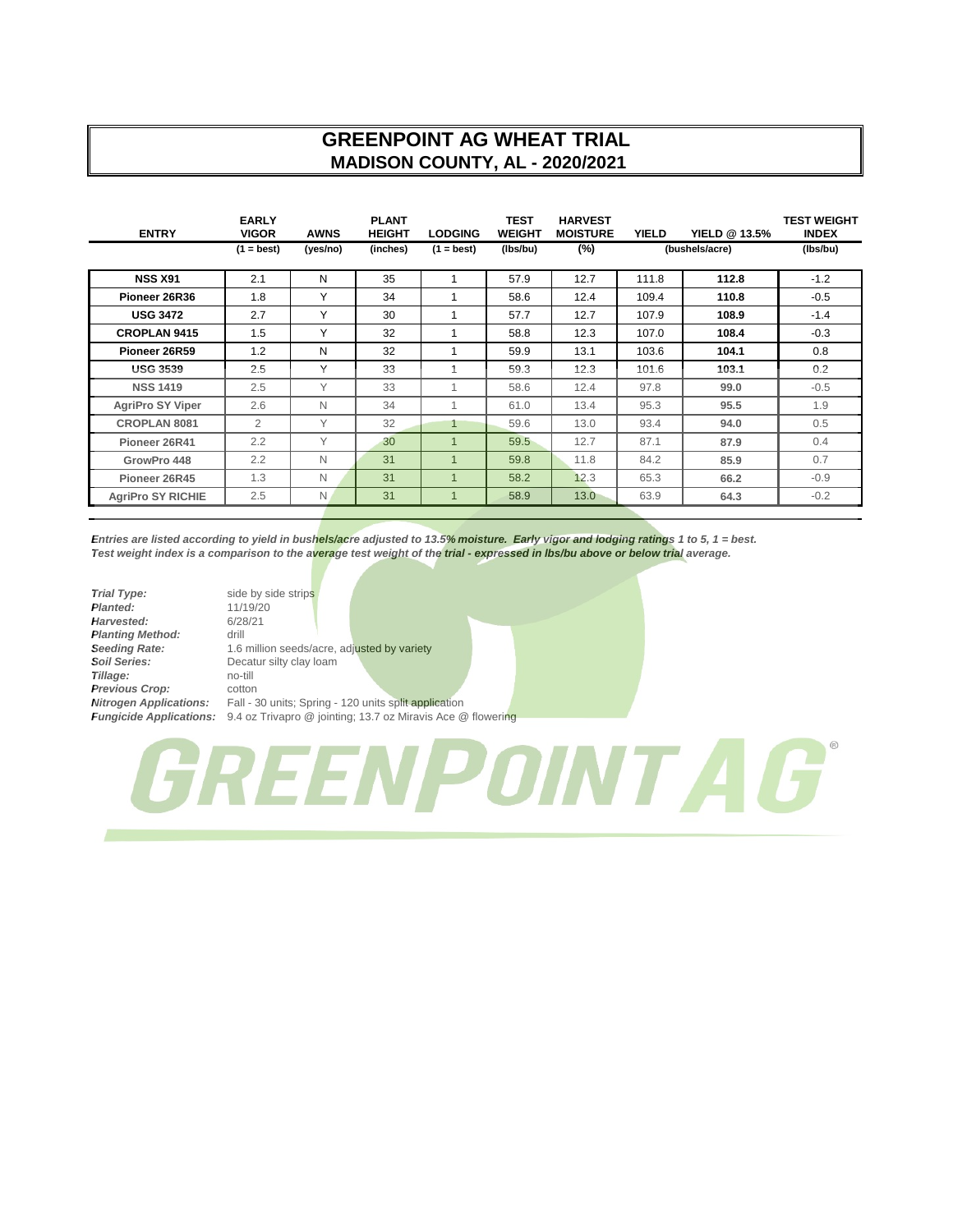# GREENPOINT AG WHEAT TRIAL
## MADISON COUNTY, AL - 2020/2021

| ENTRY | EARLY VIGOR (1 = best) | AWNS (yes/no) | PLANT HEIGHT (inches) | LODGING (1 = best) | TEST WEIGHT (lbs/bu) | HARVEST MOISTURE (%) | YIELD (bushels/acre) | YIELD @ 13.5% (bushels/acre) | TEST WEIGHT INDEX (lbs/bu) |
|---|---|---|---|---|---|---|---|---|---|
| **NSS X91** | 2.1 | N | 35 | 1 | 57.9 | 12.7 | 111.8 | **112.8** | -1.2 |
| **Pioneer 26R36** | 1.8 | Y | 34 | 1 | 58.6 | 12.4 | 109.4 | **110.8** | -0.5 |
| **USG 3472** | 2.7 | Y | 30 | 1 | 57.7 | 12.7 | 107.9 | **108.9** | -1.4 |
| **CROPLAN 9415** | 1.5 | Y | 32 | 1 | 58.8 | 12.3 | 107.0 | **108.4** | -0.3 |
| **Pioneer 26R59** | 1.2 | N | 32 | 1 | 59.9 | 13.1 | 103.6 | **104.1** | 0.8 |
| **USG 3539** | 2.5 | Y | 33 | 1 | 59.3 | 12.3 | 101.6 | **103.1** | 0.2 |
| **NSS 1419** | 2.5 | Y | 33 | 1 | 58.6 | 12.4 | 97.8 | **99.0** | -0.5 |
| **AgriPro SY Viper** | 2.6 | N | 34 | 1 | 61.0 | 13.4 | 95.3 | **95.5** | 1.9 |
| **CROPLAN 8081** | 2 | Y | 32 | 1 | 59.6 | 13.0 | 93.4 | **94.0** | 0.5 |
| **Pioneer 26R41** | 2.2 | Y | 30 | 1 | 59.5 | 12.7 | 87.1 | **87.9** | 0.4 |
| **GrowPro 448** | 2.2 | N | 31 | 1 | 59.8 | 11.8 | 84.2 | **85.9** | 0.7 |
| **Pioneer 26R45** | 1.3 | N | 31 | 1 | 58.2 | 12.3 | 65.3 | **66.2** | -0.9 |
| **AgriPro SY RICHIE** | 2.5 | N | 31 | 1 | 58.9 | 13.0 | 63.9 | **64.3** | -0.2 |

*Entries are listed according to yield in bushels/acre adjusted to 13.5% moisture. Early vigor and lodging ratings 1 to 5, 1 = best. Test weight index is a comparison to the average test weight of the trial - expressed in lbs/bu above or below trial average.*

*Trial Type:* side by side strips
*Planted:* 11/19/20
*Harvested:* 6/28/21
*Planting Method:* drill
*Seeding Rate:* 1.6 million seeds/acre, adjusted by variety
*Soil Series:* Decatur silty clay loam
*Tillage:* no-till
*Previous Crop:* cotton
*Nitrogen Applications:* Fall - 30 units; Spring - 120 units split application
*Fungicide Applications:* 9.4 oz Trivapro @ jointing; 13.7 oz Miravis Ace @ flowering

GREENPOINT AG®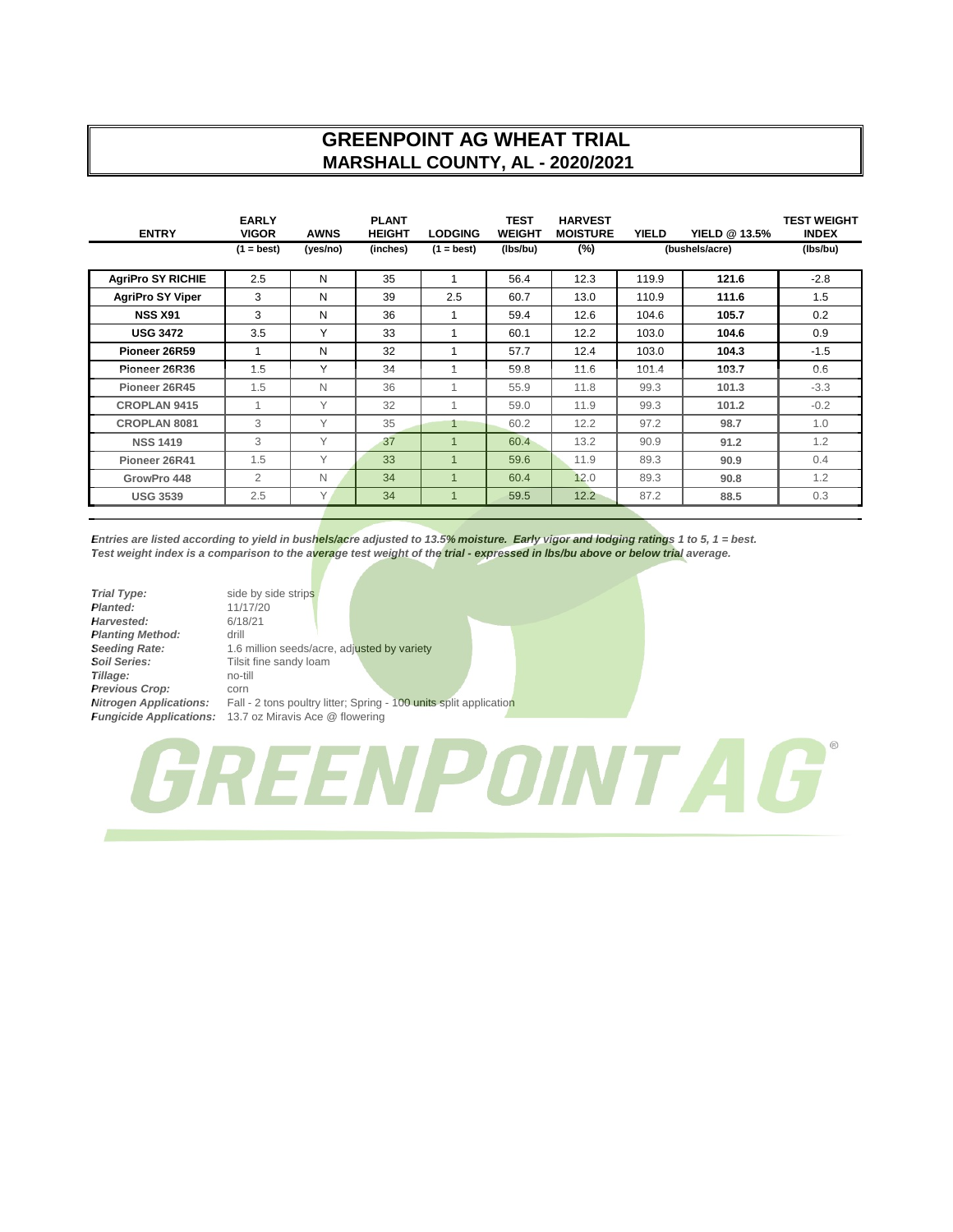# GREENPOINT AG WHEAT TRIAL
## MARSHALL COUNTY, AL - 2020/2021

| ENTRY | EARLY VIGOR (1 = best) | AWNS (yes/no) | PLANT HEIGHT (inches) | LODGING (1 = best) | TEST WEIGHT (lbs/bu) | HARVEST MOISTURE (%) | YIELD (bushels/acre) | YIELD @ 13.5% (bushels/acre) | TEST WEIGHT INDEX (lbs/bu) |
|---|---|---|---|---|---|---|---|---|---|
| **AgriPro SY RICHIE** | 2.5 | N | 35 | 1 | 56.4 | 12.3 | 119.9 | **121.6** | -2.8 |
| **AgriPro SY Viper** | 3 | N | 39 | 2.5 | 60.7 | 13.0 | 110.9 | **111.6** | 1.5 |
| **NSS X91** | 3 | N | 36 | 1 | 59.4 | 12.6 | 104.6 | **105.7** | 0.2 |
| **USG 3472** | 3.5 | Y | 33 | 1 | 60.1 | 12.2 | 103.0 | **104.6** | 0.9 |
| **Pioneer 26R59** | 1 | N | 32 | 1 | 57.7 | 12.4 | 103.0 | **104.3** | -1.5 |
| **Pioneer 26R36** | 1.5 | Y | 34 | 1 | 59.8 | 11.6 | 101.4 | **103.7** | 0.6 |
| **Pioneer 26R45** | 1.5 | N | 36 | 1 | 55.9 | 11.8 | 99.3 | **101.3** | -3.3 |
| **CROPLAN 9415** | 1 | Y | 32 | 1 | 59.0 | 11.9 | 99.3 | **101.2** | -0.2 |
| **CROPLAN 8081** | 3 | Y | 35 | 1 | 60.2 | 12.2 | 97.2 | **98.7** | 1.0 |
| **NSS 1419** | 3 | Y | 37 | 1 | 60.4 | 13.2 | 90.9 | **91.2** | 1.2 |
| **Pioneer 26R41** | 1.5 | Y | 33 | 1 | 59.6 | 11.9 | 89.3 | **90.9** | 0.4 |
| **GrowPro 448** | 2 | N | 34 | 1 | 60.4 | 12.0 | 89.3 | **90.8** | 1.2 |
| **USG 3539** | 2.5 | Y | 34 | 1 | 59.5 | 12.2 | 87.2 | **88.5** | 0.3 |

***Entries are listed according to yield in bushels/acre adjusted to 13.5% moisture. Early vigor and lodging ratings 1 to 5, 1 = best.***
***Test weight index is a comparison to the average test weight of the trial - expressed in lbs/bu above or below trial average.***

***Trial Type:*** side by side strips
***Planted:*** 11/17/20
***Harvested:*** 6/18/21
***Planting Method:*** drill
***Seeding Rate:*** 1.6 million seeds/acre, adjusted by variety
***Soil Series:*** Tilsit fine sandy loam
***Tillage:*** no-till
***Previous Crop:*** corn
***Nitrogen Applications:*** Fall - 2 tons poultry litter; Spring - 100 units split application
***Fungicide Applications:*** 13.7 oz Miravis Ace @ flowering

GREENPOINT AG®